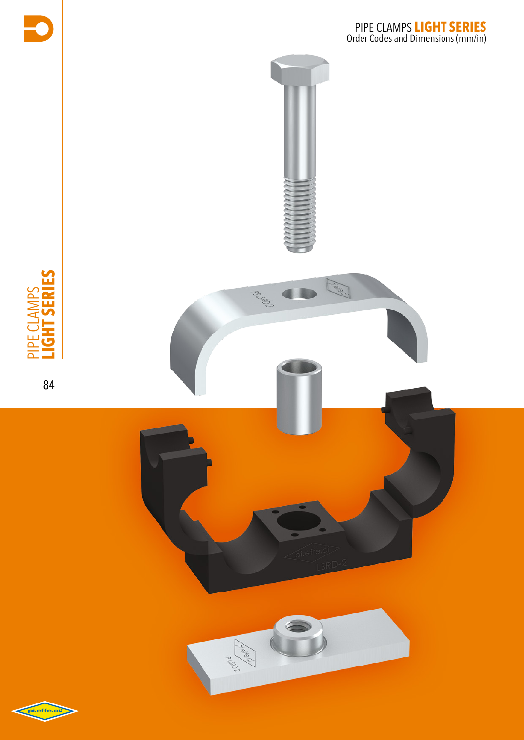# PIPE CLAMPS **LIGHT SERIES**

Order Codes and Dimensions (mm/in)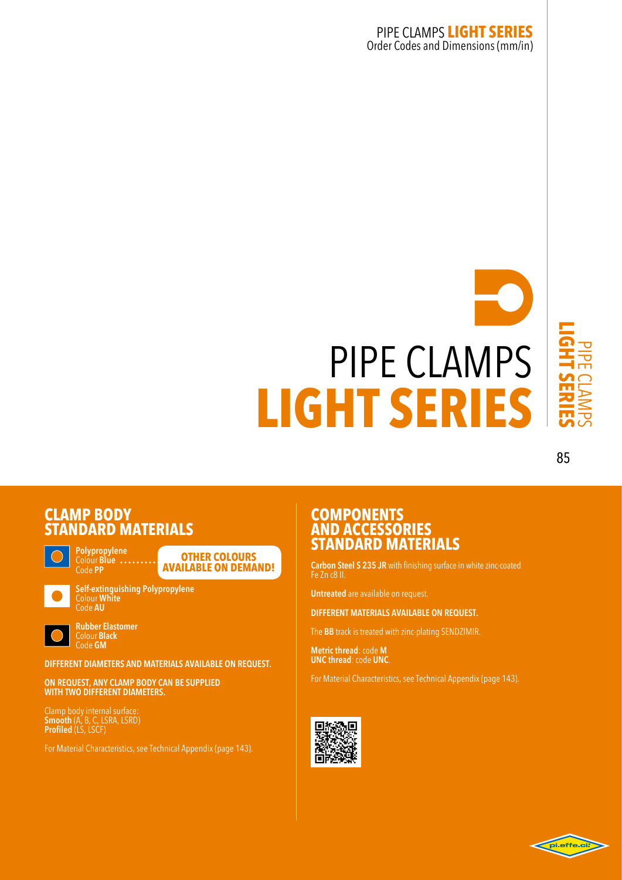# PIPE CLAMPS LIGHT SERIES

## CLAMP BODY STANDARD MATERIALS

**Polypropylene**
Colour **Blue**
Code **PP**

**OTHER COLOURS AVAILABLE ON DEMAND!**

**Self-extinguishing Polypropylene**
Colour **White**
Code **AU**

**Rubber Elastomer**
Colour **Black**
Code **GM**

**DIFFERENT DIAMETERS AND MATERIALS AVAILABLE ON REQUEST.**

**ON REQUEST, ANY CLAMP BODY CAN BE SUPPLIED WITH TWO DIFFERENT DIAMETERS.**

Clamp body internal surface:
**Smooth** (A, B, C, LSRA, LSRD)
**Profiled** (LS, LSCF)

For Material Characteristics, see Technical Appendix (page 143).

## COMPONENTS AND ACCESSORIES STANDARD MATERIALS

**Carbon Steel S 235 JR** with finishing surface in white zinc-coated Fe Zn c8 II.

**Untreated** are available on request.

**DIFFERENT MATERIALS AVAILABLE ON REQUEST.**

The **BB** track is treated with zinc-plating SENDZIMIR.

**Metric thread**: code **M**
**UNC thread**: code **UNC**.

For Material Characteristics, see Technical Appendix (page 143).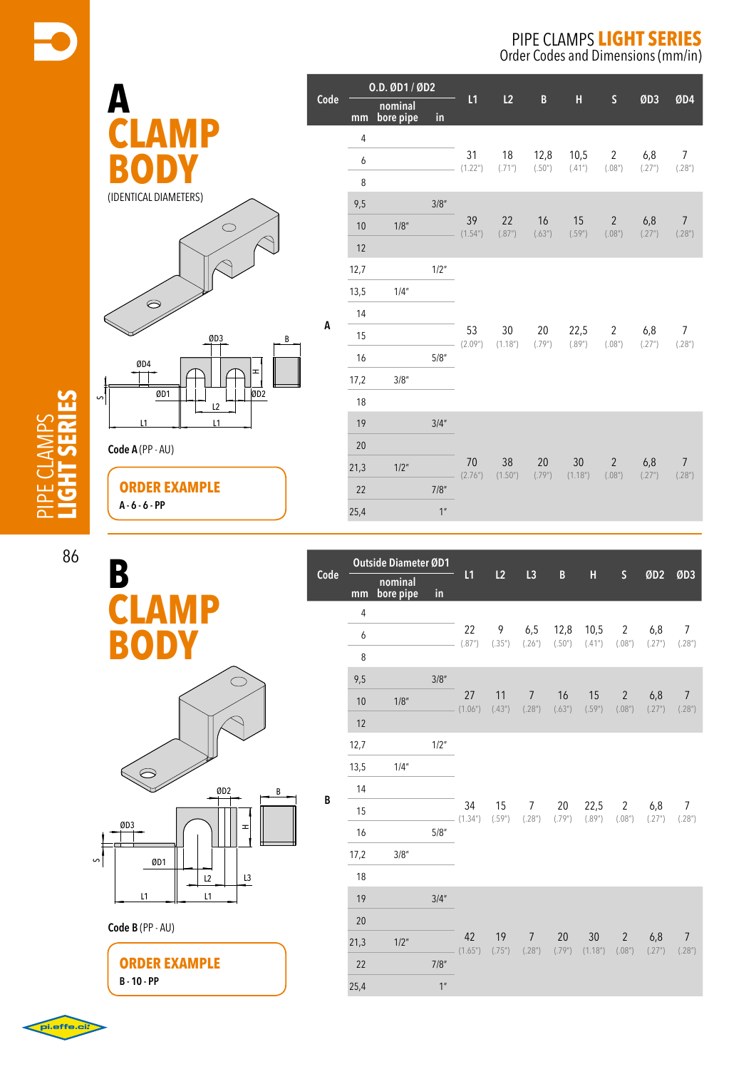# PIPE CLAMPS LIGHT SERIES
Order Codes and Dimensions (mm/in)

## A CLAMP BODY
(IDENTICAL DIAMETERS)

Code A (PP - AU)

**ORDER EXAMPLE**
A - 6 - 6 - PP

| Code | O.D. ØD1 / ØD2 mm | nominal bore pipe | in | L1 | L2 | B | H | S | ØD3 | ØD4 |
|---|---|---|---|---|---|---|---|---|---|---|
| A | 4 | | | 31 (1.22") | 18 (.71") | 12,8 (.50") | 10,5 (.41") | 2 (.08") | 6,8 (.27") | 7 (.28") |
| | 6 | | | | | | | | | |
| | 8 | | | | | | | | | |
| | 9,5 | | 3/8" | 39 (1.54") | 22 (.87") | 16 (.63") | 15 (.59") | 2 (.08") | 6,8 (.27") | 7 (.28") |
| | 10 | 1/8" | | | | | | | | |
| | 12 | | | | | | | | | |
| | 12,7 | | 1/2" | 53 (2.09") | 30 (1.18") | 20 (.79") | 22,5 (.89") | 2 (.08") | 6,8 (.27") | 7 (.28") |
| | 13,5 | 1/4" | | | | | | | | |
| | 14 | | | | | | | | | |
| | 15 | | | | | | | | | |
| | 16 | | 5/8" | | | | | | | |
| | 17,2 | 3/8" | | | | | | | | |
| | 18 | | | | | | | | | |
| | 19 | | 3/4" | 70 (2.76") | 38 (1.50") | 20 (.79") | 30 (1.18") | 2 (.08") | 6,8 (.27") | 7 (.28") |
| | 20 | | | | | | | | | |
| | 21,3 | 1/2" | | | | | | | | |
| | 22 | | 7/8" | | | | | | | |
| | 25,4 | | 1" | | | | | | | |

## B CLAMP BODY

Code B (PP - AU)

**ORDER EXAMPLE**
B - 10 - PP

| Code | Outside Diameter ØD1 mm | nominal bore pipe | in | L1 | L2 | L3 | B | H | S | ØD2 | ØD3 |
|---|---|---|---|---|---|---|---|---|---|---|---|
| B | 4 | | | 22 (.87") | 9 (.35") | 6,5 (.26") | 12,8 (.50") | 10,5 (.41") | 2 (.08") | 6,8 (.27") | 7 (.28") |
| | 6 | | | | | | | | | | |
| | 8 | | | | | | | | | | |
| | 9,5 | | 3/8" | 27 (1.06") | 11 (.43") | 7 (.28") | 16 (.63") | 15 (.59") | 2 (.08") | 6,8 (.27") | 7 (.28") |
| | 10 | 1/8" | | | | | | | | | |
| | 12 | | | | | | | | | | |
| | 12,7 | | 1/2" | 34 (1.34") | 15 (.59") | 7 (.28") | 20 (.79") | 22,5 (.89") | 2 (.08") | 6,8 (.27") | 7 (.28") |
| | 13,5 | 1/4" | | | | | | | | | |
| | 14 | | | | | | | | | | |
| | 15 | | | | | | | | | | |
| | 16 | | 5/8" | | | | | | | | |
| | 17,2 | 3/8" | | | | | | | | | |
| | 18 | | | | | | | | | | |
| | 19 | | 3/4" | 42 (1.65") | 19 (.75") | 7 (.28") | 20 (.79") | 30 (1.18") | 2 (.08") | 6,8 (.27") | 7 (.28") |
| | 20 | | | | | | | | | | |
| | 21,3 | 1/2" | | | | | | | | | |
| | 22 | | 7/8" | | | | | | | | |
| | 25,4 | | 1" | | | | | | | | |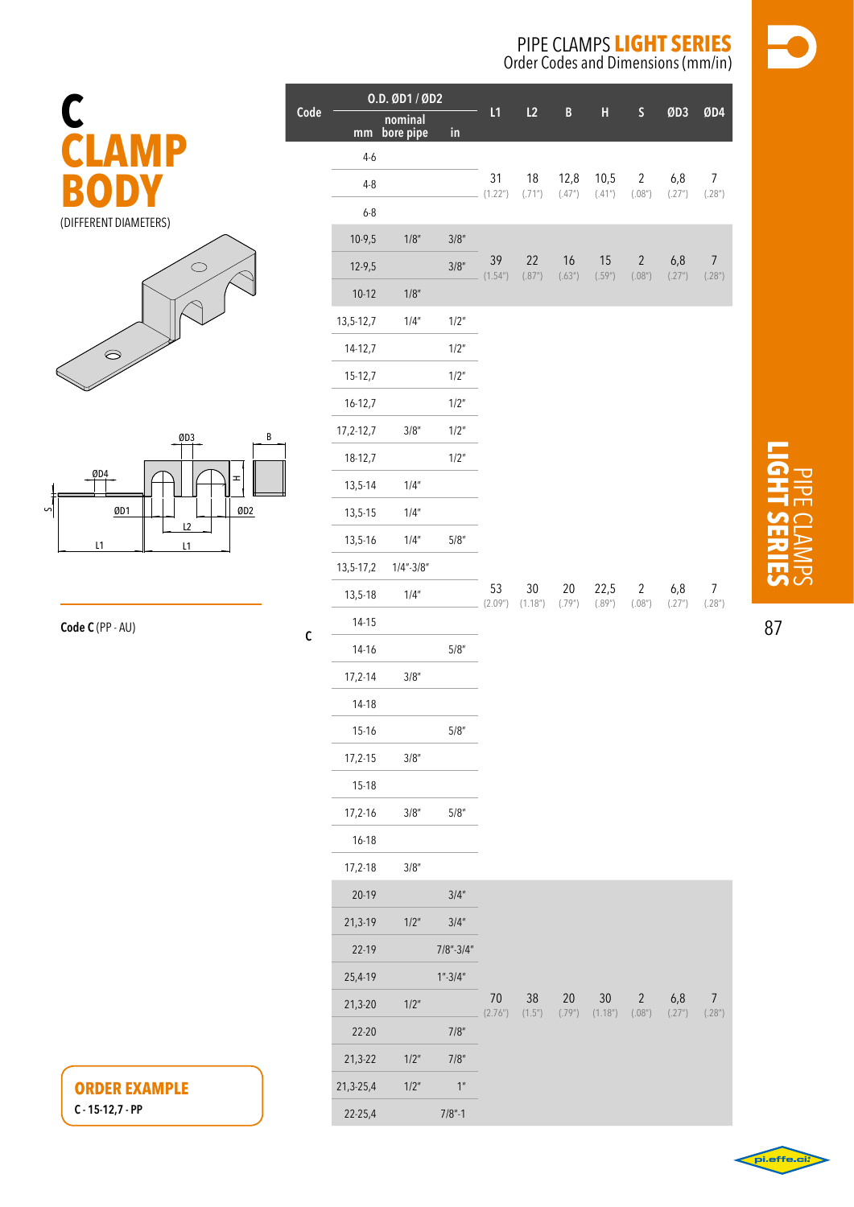# PIPE CLAMPS LIGHT SERIES

Order Codes and Dimensions (mm/in)

# C CLAMP BODY

(DIFFERENT DIAMETERS)

**Code C** (PP - AU)

| Code | O.D. ØD1 / ØD2 mm | nominal bore pipe | in | L1 | L2 | B | H | S | ØD3 | ØD4 |
|---|---|---|---|---|---|---|---|---|---|---|
| C | 4-6 | | | 31 (1.22") | 18 (.71") | 12,8 (.47") | 10,5 (.41") | 2 (.08") | 6,8 (.27") | 7 (.28") |
| | 4-8 | | | | | | | | | |
| | 6-8 | | | | | | | | | |
| | 10-9,5 | 1/8" | 3/8" | 39 (1.54") | 22 (.87") | 16 (.63") | 15 (.59") | 2 (.08") | 6,8 (.27") | 7 (.28") |
| | 12-9,5 | | 3/8" | | | | | | | |
| | 10-12 | 1/8" | | | | | | | | |
| | 13,5-12,7 | 1/4" | 1/2" | 53 (2.09") | 30 (1.18") | 20 (.79") | 22,5 (.89") | 2 (.08") | 6,8 (.27") | 7 (.28") |
| | 14-12,7 | | 1/2" | | | | | | | |
| | 15-12,7 | | 1/2" | | | | | | | |
| | 16-12,7 | | 1/2" | | | | | | | |
| | 17,2-12,7 | 3/8" | 1/2" | | | | | | | |
| | 18-12,7 | | 1/2" | | | | | | | |
| | 13,5-14 | 1/4" | | | | | | | | |
| | 13,5-15 | 1/4" | | | | | | | | |
| | 13,5-16 | 1/4" | 5/8" | | | | | | | |
| | 13,5-17,2 | 1/4"-3/8" | | | | | | | | |
| | 13,5-18 | 1/4" | | | | | | | | |
| | 14-15 | | | | | | | | | |
| | 14-16 | | 5/8" | | | | | | | |
| | 17,2-14 | 3/8" | | | | | | | | |
| | 14-18 | | | | | | | | | |
| | 15-16 | | 5/8" | | | | | | | |
| | 17,2-15 | 3/8" | | | | | | | | |
| | 15-18 | | | | | | | | | |
| | 17,2-16 | 3/8" | 5/8" | | | | | | | |
| | 16-18 | | | | | | | | | |
| | 17,2-18 | 3/8" | | | | | | | | |
| | 20-19 | | 3/4" | 70 (2.76") | 38 (1.5") | 20 (.79") | 30 (1.18") | 2 (.08") | 6,8 (.27") | 7 (.28") |
| | 21,3-19 | 1/2" | 3/4" | | | | | | | |
| | 22-19 | | 7/8"-3/4" | | | | | | | |
| | 25,4-19 | | 1"-3/4" | | | | | | | |
| | 21,3-20 | 1/2" | | | | | | | | |
| | 22-20 | | 7/8" | | | | | | | |
| | 21,3-22 | 1/2" | 7/8" | | | | | | | |
| | 21,3-25,4 | 1/2" | 1" | | | | | | | |
| | 22-25,4 | | 7/8"-1 | | | | | | | |

**ORDER EXAMPLE**

**C - 15-12,7 - PP**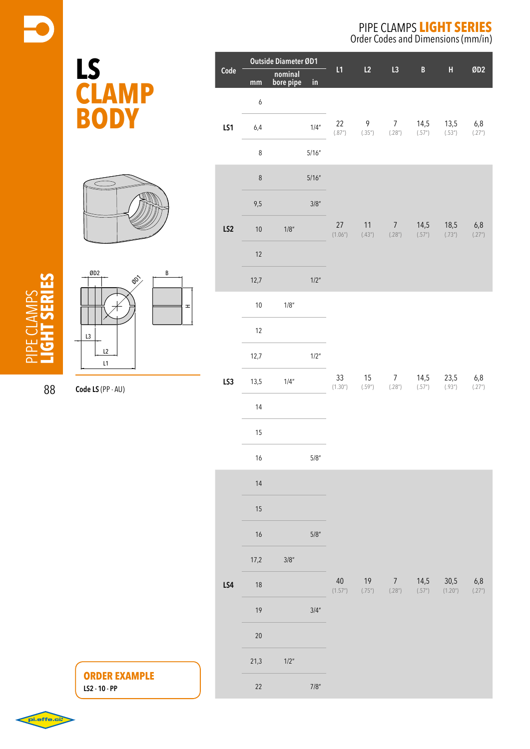# PIPE CLAMPS LIGHT SERIES

Order Codes and Dimensions (mm/in)

# LS CLAMP BODY

**Code LS** (PP - AU)

| Code | Outside Diameter ØD1 mm | nominal bore pipe | in | L1 | L2 | L3 | B | H | ØD2 |
|---|---|---|---|---|---|---|---|---|---|
| LS1 | 6 | | | 22 (.87") | 9 (.35") | 7 (.28") | 14,5 (.57") | 13,5 (.53") | 6,8 (.27") |
| | 6,4 | | 1/4" | | | | | | |
| | 8 | | 5/16" | | | | | | |
| LS2 | 8 | | 5/16" | 27 (1.06") | 11 (.43") | 7 (.28") | 14,5 (.57") | 18,5 (.73") | 6,8 (.27") |
| | 9,5 | | 3/8" | | | | | | |
| | 10 | 1/8" | | | | | | | |
| | 12 | | | | | | | | |
| | 12,7 | | 1/2" | | | | | | |
| LS3 | 10 | 1/8" | | 33 (1.30") | 15 (.59") | 7 (.28") | 14,5 (.57") | 23,5 (.93") | 6,8 (.27") |
| | 12 | | | | | | | | |
| | 12,7 | | 1/2" | | | | | | |
| | 13,5 | 1/4" | | | | | | | |
| | 14 | | | | | | | | |
| | 15 | | | | | | | | |
| | 16 | | 5/8" | | | | | | |
| LS4 | 14 | | | 40 (1.57") | 19 (.75") | 7 (.28") | 14,5 (.57") | 30,5 (1.20") | 6,8 (.27") |
| | 15 | | | | | | | | |
| | 16 | | 5/8" | | | | | | |
| | 17,2 | 3/8" | | | | | | | |
| | 18 | | | | | | | | |
| | 19 | | 3/4" | | | | | | |
| | 20 | | | | | | | | |
| | 21,3 | 1/2" | | | | | | | |
| | 22 | | 7/8" | | | | | | |

**ORDER EXAMPLE**

**LS2 - 10 - PP**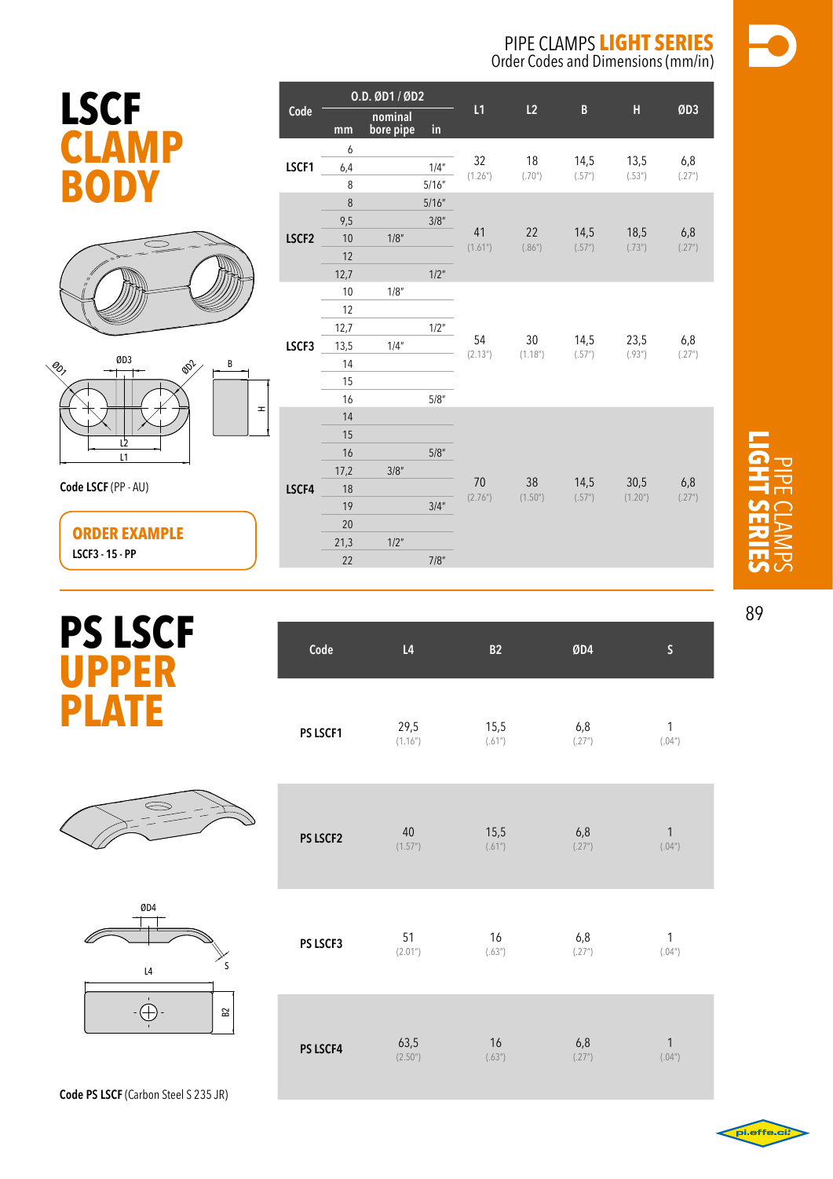# PIPE CLAMPS LIGHT SERIES

Order Codes and Dimensions (mm/in)

## LSCF CLAMP BODY

Code **LSCF** (PP - AU)

**ORDER EXAMPLE**

**LSCF3 - 15 - PP**

| Code | O.D. ØD1 / ØD2 mm | nominal bore pipe | in | L1 | L2 | B | H | ØD3 |
|---|---|---|---|---|---|---|---|---|
| LSCF1 | 6 | | | 32 (1.26") | 18 (.70") | 14,5 (.57") | 13,5 (.53") | 6,8 (.27") |
| | 6,4 | | 1/4" | | | | | |
| | 8 | | 5/16" | | | | | |
| LSCF2 | 8 | | 5/16" | 41 (1.61") | 22 (.86") | 14,5 (.57") | 18,5 (.73") | 6,8 (.27") |
| | 9,5 | | 3/8" | | | | | |
| | 10 | 1/8" | | | | | | |
| | 12 | | | | | | | |
| | 12,7 | | 1/2" | | | | | |
| LSCF3 | 10 | 1/8" | | 54 (2.13") | 30 (1.18") | 14,5 (.57") | 23,5 (.93") | 6,8 (.27") |
| | 12 | | | | | | | |
| | 12,7 | | 1/2" | | | | | |
| | 13,5 | 1/4" | | | | | | |
| | 14 | | | | | | | |
| | 15 | | | | | | | |
| | 16 | | 5/8" | | | | | |
| LSCF4 | 14 | | | 70 (2.76") | 38 (1.50") | 14,5 (.57") | 30,5 (1.20") | 6,8 (.27") |
| | 15 | | | | | | | |
| | 16 | | 5/8" | | | | | |
| | 17,2 | 3/8" | | | | | | |
| | 18 | | | | | | | |
| | 19 | | 3/4" | | | | | |
| | 20 | | | | | | | |
| | 21,3 | 1/2" | | | | | | |
| | 22 | | 7/8" | | | | | |

## PS LSCF UPPER PLATE

Code **PS LSCF** (Carbon Steel S 235 JR)

| Code | L4 | B2 | ØD4 | S |
|---|---|---|---|---|
| PS LSCF1 | 29,5 (1.16") | 15,5 (.61") | 6,8 (.27") | 1 (.04") |
| PS LSCF2 | 40 (1.57") | 15,5 (.61") | 6,8 (.27") | 1 (.04") |
| PS LSCF3 | 51 (2.01") | 16 (.63") | 6,8 (.27") | 1 (.04") |
| PS LSCF4 | 63,5 (2.50") | 16 (.63") | 6,8 (.27") | 1 (.04") |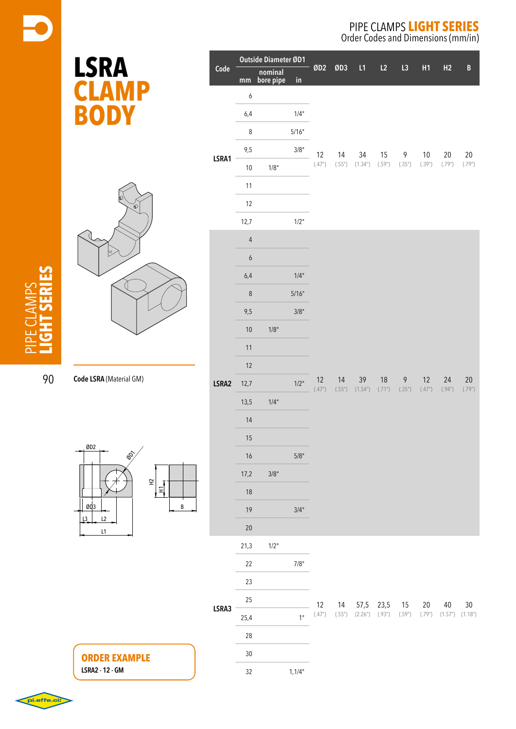# LSRA CLAMP BODY

**Code LSRA** (Material GM)

| Code | Outside Diameter ØD1 mm | nominal bore pipe | in | ØD2 | ØD3 | L1 | L2 | L3 | H1 | H2 | B |
|---|---|---|---|---|---|---|---|---|---|---|---|
| LSRA1 | 6 | | | 12 (.47") | 14 (.55") | 34 (1.34") | 15 (.59") | 9 (.35") | 10 (.39") | 20 (.79") | 20 (.79") |
| | 6,4 | | 1/4" | | | | | | | | |
| | 8 | | 5/16" | | | | | | | | |
| | 9,5 | | 3/8" | | | | | | | | |
| | 10 | 1/8" | | | | | | | | | |
| | 11 | | | | | | | | | | |
| | 12 | | | | | | | | | | |
| | 12,7 | | 1/2" | | | | | | | | |
| LSRA2 | 4 | | | 12 (.47") | 14 (.55") | 39 (1.54") | 18 (.71") | 9 (.35") | 12 (.47") | 24 (.94") | 20 (.79") |
| | 6 | | | | | | | | | | |
| | 6,4 | | 1/4" | | | | | | | | |
| | 8 | | 5/16" | | | | | | | | |
| | 9,5 | | 3/8" | | | | | | | | |
| | 10 | 1/8" | | | | | | | | | |
| | 11 | | | | | | | | | | |
| | 12 | | | | | | | | | | |
| | 12,7 | | 1/2" | | | | | | | | |
| | 13,5 | 1/4" | | | | | | | | | |
| | 14 | | | | | | | | | | |
| | 15 | | | | | | | | | | |
| | 16 | | 5/8" | | | | | | | | |
| | 17,2 | 3/8" | | | | | | | | | |
| | 18 | | | | | | | | | | |
| | 19 | | 3/4" | | | | | | | | |
| | 20 | | | | | | | | | | |
| LSRA3 | 21,3 | 1/2" | | 12 (.47") | 14 (.55") | 57,5 (2.26") | 23,5 (.93") | 15 (.59") | 20 (.79") | 40 (1.57") | 30 (1.18") |
| | 22 | | 7/8" | | | | | | | | |
| | 23 | | | | | | | | | | |
| | 25 | | | | | | | | | | |
| | 25,4 | | 1" | | | | | | | | |
| | 28 | | | | | | | | | | |
| | 30 | | | | | | | | | | |
| | 32 | | 1,1/4" | | | | | | | | |

**ORDER EXAMPLE**

**LSRA2 - 12 - GM**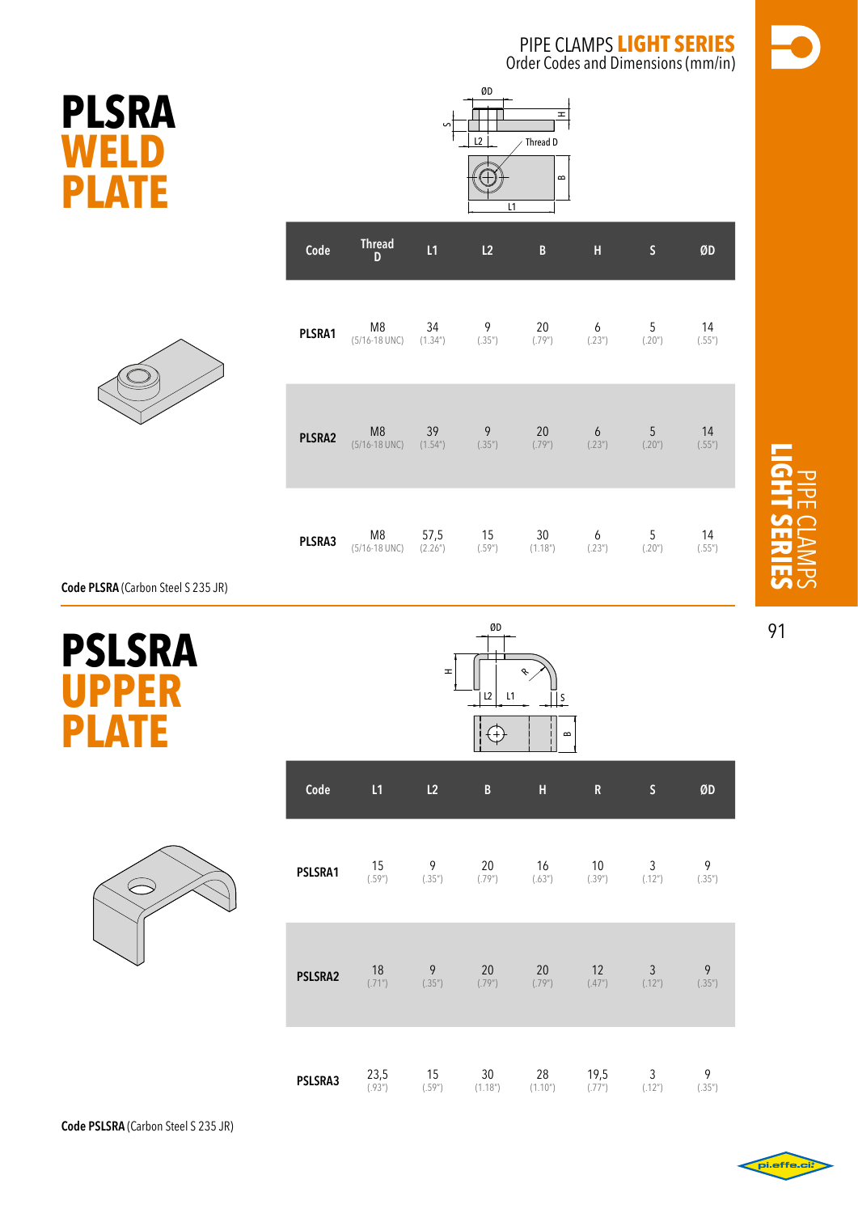# PLSRA WELD PLATE

| Code | Thread D | L1 | L2 | B | H | S | ØD |
|---|---|---|---|---|---|---|---|
| PLSRA1 | M8 (5/16-18 UNC) | 34 (1.34") | 9 (.35") | 20 (.79") | 6 (.23") | 5 (.20") | 14 (.55") |
| PLSRA2 | M8 (5/16-18 UNC) | 39 (1.54") | 9 (.35") | 20 (.79") | 6 (.23") | 5 (.20") | 14 (.55") |
| PLSRA3 | M8 (5/16-18 UNC) | 57,5 (2.26") | 15 (.59") | 30 (1.18") | 6 (.23") | 5 (.20") | 14 (.55") |

**Code PLSRA** (Carbon Steel S 235 JR)

# PSLSRA UPPER PLATE

| Code | L1 | L2 | B | H | R | S | ØD |
|---|---|---|---|---|---|---|---|
| PSLSRA1 | 15 (.59") | 9 (.35") | 20 (.79") | 16 (.63") | 10 (.39") | 3 (.12") | 9 (.35") |
| PSLSRA2 | 18 (.71") | 9 (.35") | 20 (.79") | 20 (.79") | 12 (.47") | 3 (.12") | 9 (.35") |
| PSLSRA3 | 23,5 (.93") | 15 (.59") | 30 (1.18") | 28 (1.10") | 19,5 (.77") | 3 (.12") | 9 (.35") |

**Code PSLSRA** (Carbon Steel S 235 JR)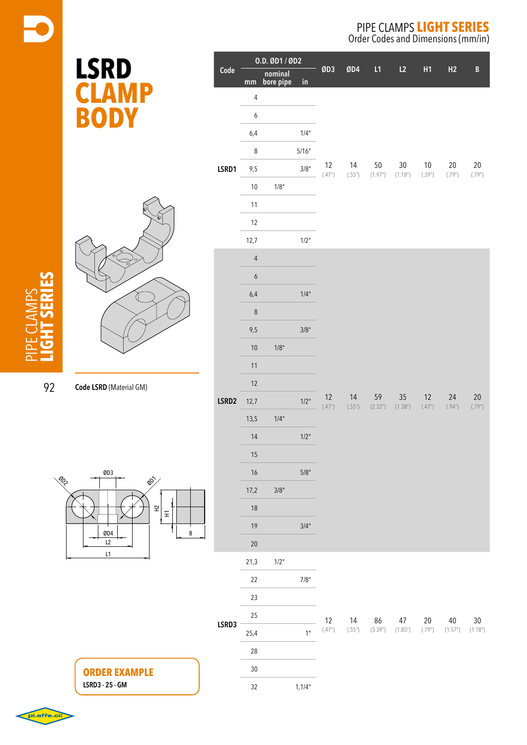# LSRD CLAMP BODY

## PIPE CLAMPS LIGHT SERIES
Order Codes and Dimensions (mm/in)

Code LSRD (Material GM)

| Code | O.D. ØD1 / ØD2 mm | nominal bore pipe | in | ØD3 | ØD4 | L1 | L2 | H1 | H2 | B |
|---|---|---|---|---|---|---|---|---|---|---|
| LSRD1 | 4 | | | 12 (.47") | 14 (.55") | 50 (1.97") | 30 (1.18") | 10 (.39") | 20 (.79") | 20 (.79") |
| | 6 | | | | | | | | | |
| | 6,4 | | 1/4" | | | | | | | |
| | 8 | | 5/16" | | | | | | | |
| | 9,5 | | 3/8" | | | | | | | |
| | 10 | 1/8" | | | | | | | | |
| | 11 | | | | | | | | | |
| | 12 | | | | | | | | | |
| | 12,7 | | 1/2" | | | | | | | |
| LSRD2 | 4 | | | 12 (.47") | 14 (.55") | 59 (2.32") | 35 (1.38") | 12 (.47") | 24 (.94") | 20 (.79") |
| | 6 | | | | | | | | | |
| | 6,4 | | 1/4" | | | | | | | |
| | 8 | | | | | | | | | |
| | 9,5 | | 3/8" | | | | | | | |
| | 10 | 1/8" | | | | | | | | |
| | 11 | | | | | | | | | |
| | 12 | | | | | | | | | |
| | 12,7 | | 1/2" | | | | | | | |
| | 13,5 | 1/4" | | | | | | | | |
| | 14 | | 1/2" | | | | | | | |
| | 15 | | | | | | | | | |
| | 16 | | 5/8" | | | | | | | |
| | 17,2 | 3/8" | | | | | | | | |
| | 18 | | | | | | | | | |
| | 19 | | 3/4" | | | | | | | |
| | 20 | | | | | | | | | |
| LSRD3 | 21,3 | 1/2" | | 12 (.47") | 14 (.55") | 86 (3.39") | 47 (1.85") | 20 (.79") | 40 (1.57") | 30 (1.18") |
| | 22 | | 7/8" | | | | | | | |
| | 23 | | | | | | | | | |
| | 25 | | | | | | | | | |
| | 25,4 | | 1" | | | | | | | |
| | 28 | | | | | | | | | |
| | 30 | | | | | | | | | |
| | 32 | | 1,1/4" | | | | | | | |

**ORDER EXAMPLE**
**LSRD3 - 25 - GM**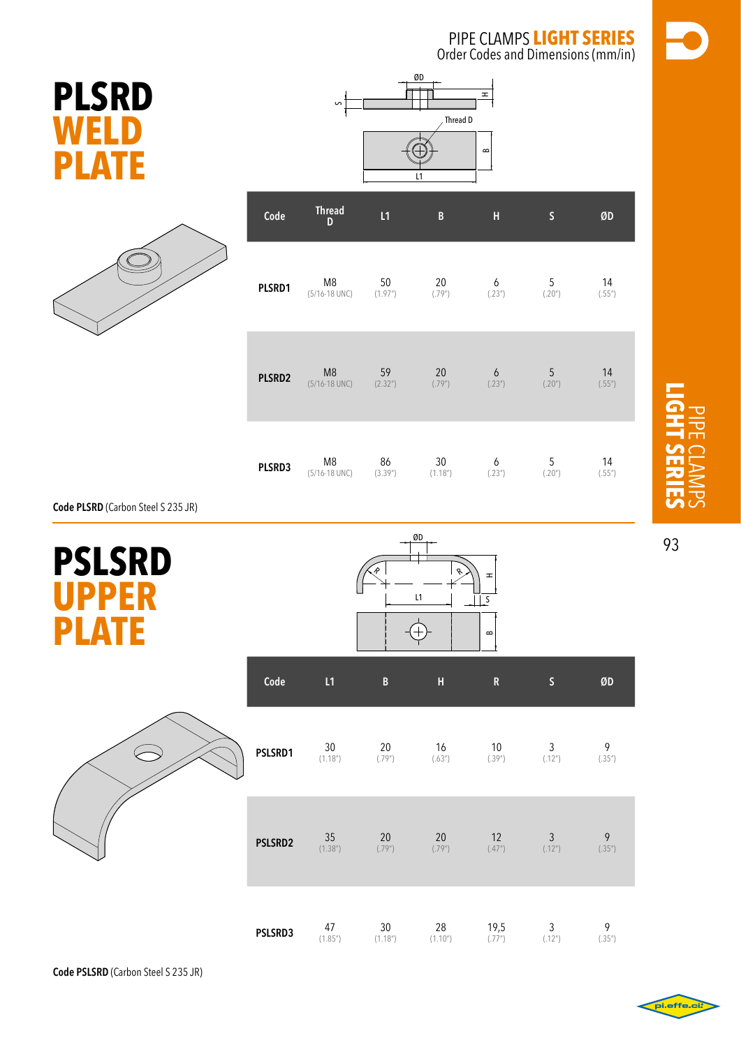## PIPE CLAMPS LIGHT SERIES
Order Codes and Dimensions (mm/in)

# PLSRD WELD PLATE

| Code | Thread D | L1 | B | H | S | ØD |
|---|---|---|---|---|---|---|
| PLSRD1 | M8 (5/16-18 UNC) | 50 (1.97") | 20 (.79") | 6 (.23") | 5 (.20") | 14 (.55") |
| PLSRD2 | M8 (5/16-18 UNC) | 59 (2.32") | 20 (.79") | 6 (.23") | 5 (.20") | 14 (.55") |
| PLSRD3 | M8 (5/16-18 UNC) | 86 (3.39") | 30 (1.18") | 6 (.23") | 5 (.20") | 14 (.55") |

**Code PLSRD** (Carbon Steel S 235 JR)

# PSLSRD UPPER PLATE

| Code | L1 | B | H | R | S | ØD |
|---|---|---|---|---|---|---|
| PSLSRD1 | 30 (1.18") | 20 (.79") | 16 (.63") | 10 (.39") | 3 (.12") | 9 (.35") |
| PSLSRD2 | 35 (1.38") | 20 (.79") | 20 (.79") | 12 (.47") | 3 (.12") | 9 (.35") |
| PSLSRD3 | 47 (1.85") | 30 (1.18") | 28 (1.10") | 19,5 (.77") | 3 (.12") | 9 (.35") |

**Code PSLSRD** (Carbon Steel S 235 JR)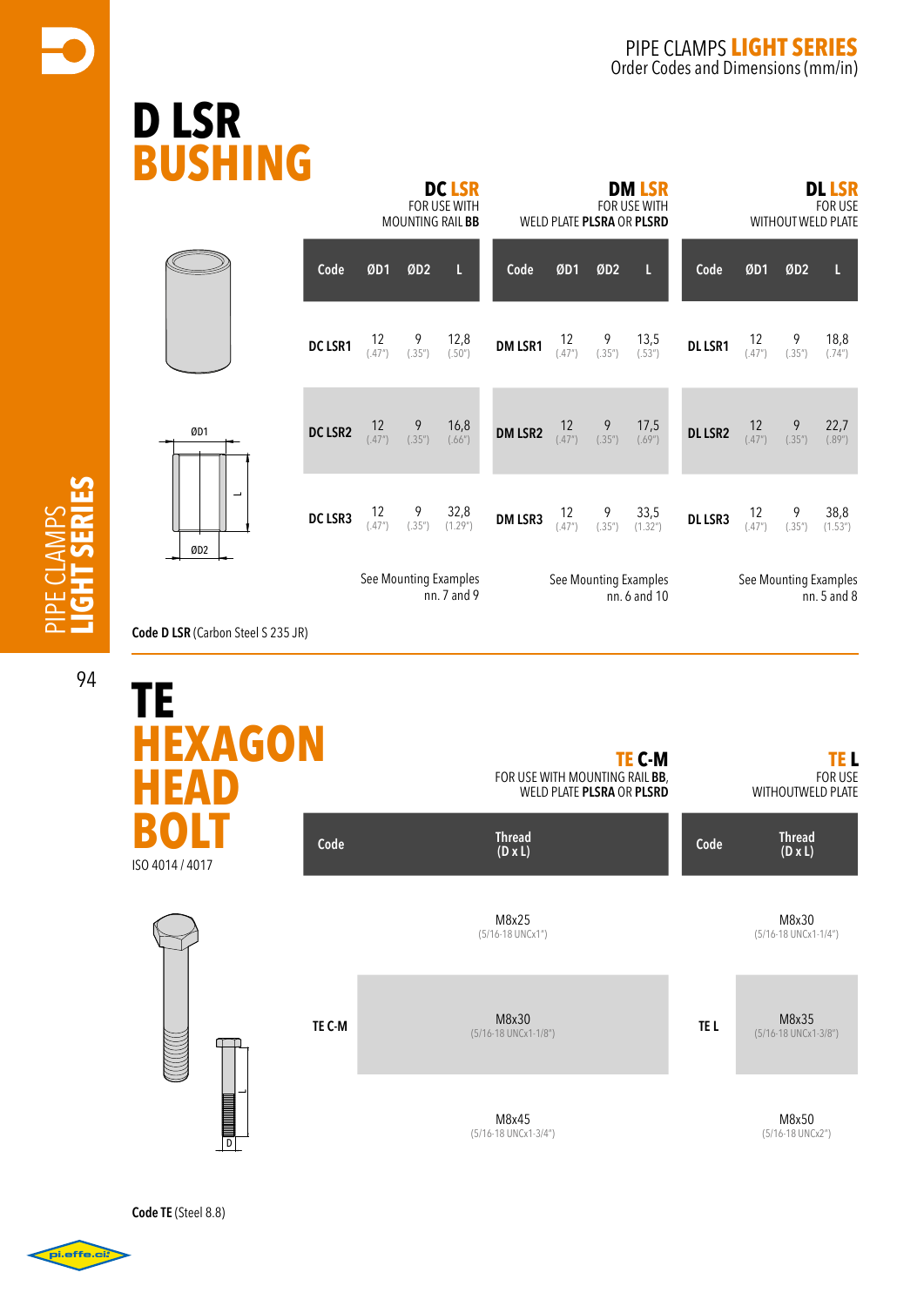# D LSR BUSHING

| | DC LSR FOR USE WITH MOUNTING RAIL **BB** | | | | DM LSR FOR USE WITH WELD PLATE **PLSRA** OR **PLSRD** | | | | DL LSR FOR USE WITHOUT WELD PLATE | | | |
|---|---|---|---|---|---|---|---|---|---|---|---|---|
| | Code | ØD1 | ØD2 | L | Code | ØD1 | ØD2 | L | Code | ØD1 | ØD2 | L |
| | DC LSR1 | 12 (.47") | 9 (.35") | 12,8 (.50") | DM LSR1 | 12 (.47") | 9 (.35") | 13,5 (.53") | DL LSR1 | 12 (.47") | 9 (.35") | 18,8 (.74") |
| | DC LSR2 | 12 (.47") | 9 (.35") | 16,8 (.66") | DM LSR2 | 12 (.47") | 9 (.35") | 17,5 (.69") | DL LSR2 | 12 (.47") | 9 (.35") | 22,7 (.89") |
| | DC LSR3 | 12 (.47") | 9 (.35") | 32,8 (1.29") | DM LSR3 | 12 (.47") | 9 (.35") | 33,5 (1.32") | DL LSR3 | 12 (.47") | 9 (.35") | 38,8 (1.53") |

See Mounting Examples nn. 7 and 9 (DC LSR) — See Mounting Examples nn. 6 and 10 (DM LSR) — See Mounting Examples nn. 5 and 8 (DL LSR)

**Code D LSR** (Carbon Steel S 235 JR)

# TE HEXAGON HEAD BOLT

ISO 4014 / 4017

| TE C-M FOR USE WITH MOUNTING RAIL **BB**, WELD PLATE **PLSRA** OR **PLSRD** | | TE L FOR USE WITHOUTWELD PLATE | |
|---|---|---|---|
| Code | Thread (D x L) | Code | Thread (D x L) |
| TE C-M | M8x25 (5/16-18 UNCx1") | TE L | M8x30 (5/16-18 UNCx1-1/4") |
| TE C-M | M8x30 (5/16-18 UNCx1-1/8") | TE L | M8x35 (5/16-18 UNCx1-3/8") |
| TE C-M | M8x45 (5/16-18 UNCx1-3/4") | TE L | M8x50 (5/16-18 UNCx2") |

**Code TE** (Steel 8.8)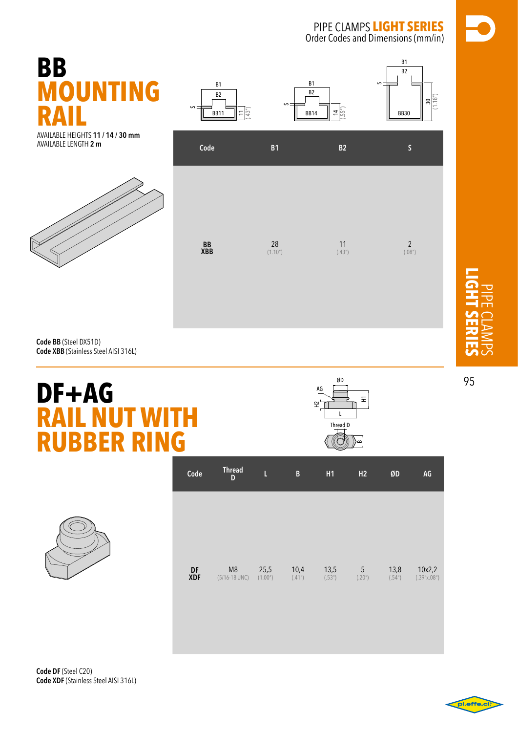# BB MOUNTING RAIL

AVAILABLE HEIGHTS **11 / 14 / 30 mm**
AVAILABLE LENGTH **2 m**

| Code | B1 | B2 | S |
|---|---|---|---|
| **BB** **XBB** | 28 (1.10") | 11 (.43") | 2 (.08") |

**Code BB** (Steel DX51D)
**Code XBB** (Stainless Steel AISI 316L)

# DF+AG RAIL NUT WITH RUBBER RING

| Code | Thread D | L | B | H1 | H2 | ØD | AG |
|---|---|---|---|---|---|---|---|
| **DF** **XDF** | M8 (5/16-18 UNC) | 25,5 (1.00") | 10,4 (.41") | 13,5 (.53") | 5 (.20") | 13,8 (.54") | 10x2,2 (.39"x.08") |

**Code DF** (Steel C20)
**Code XDF** (Stainless Steel AISI 316L)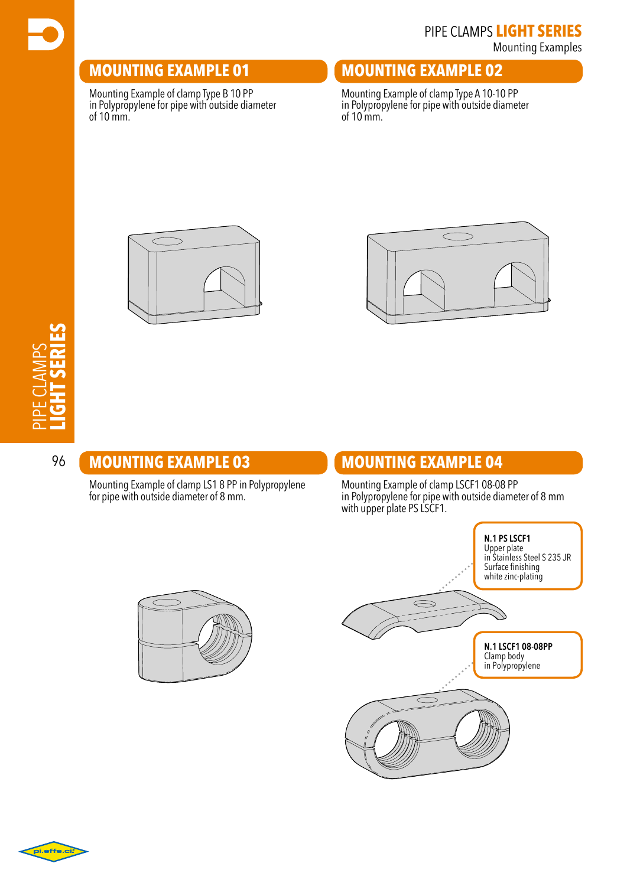## MOUNTING EXAMPLE 01

Mounting Example of clamp Type B 10 PP in Polypropylene for pipe with outside diameter of 10 mm.

## MOUNTING EXAMPLE 02

Mounting Example of clamp Type A 10-10 PP in Polypropylene for pipe with outside diameter of 10 mm.

## MOUNTING EXAMPLE 03

Mounting Example of clamp LS1 8 PP in Polypropylene for pipe with outside diameter of 8 mm.

## MOUNTING EXAMPLE 04

Mounting Example of clamp LSCF1 08-08 PP in Polypropylene for pipe with outside diameter of 8 mm with upper plate PS LSCF1.

**N.1 PS LSCF1**
Upper plate
in Stainless Steel S 235 JR
Surface finishing
white zinc-plating

**N.1 LSCF1 08-08PP**
Clamp body
in Polypropylene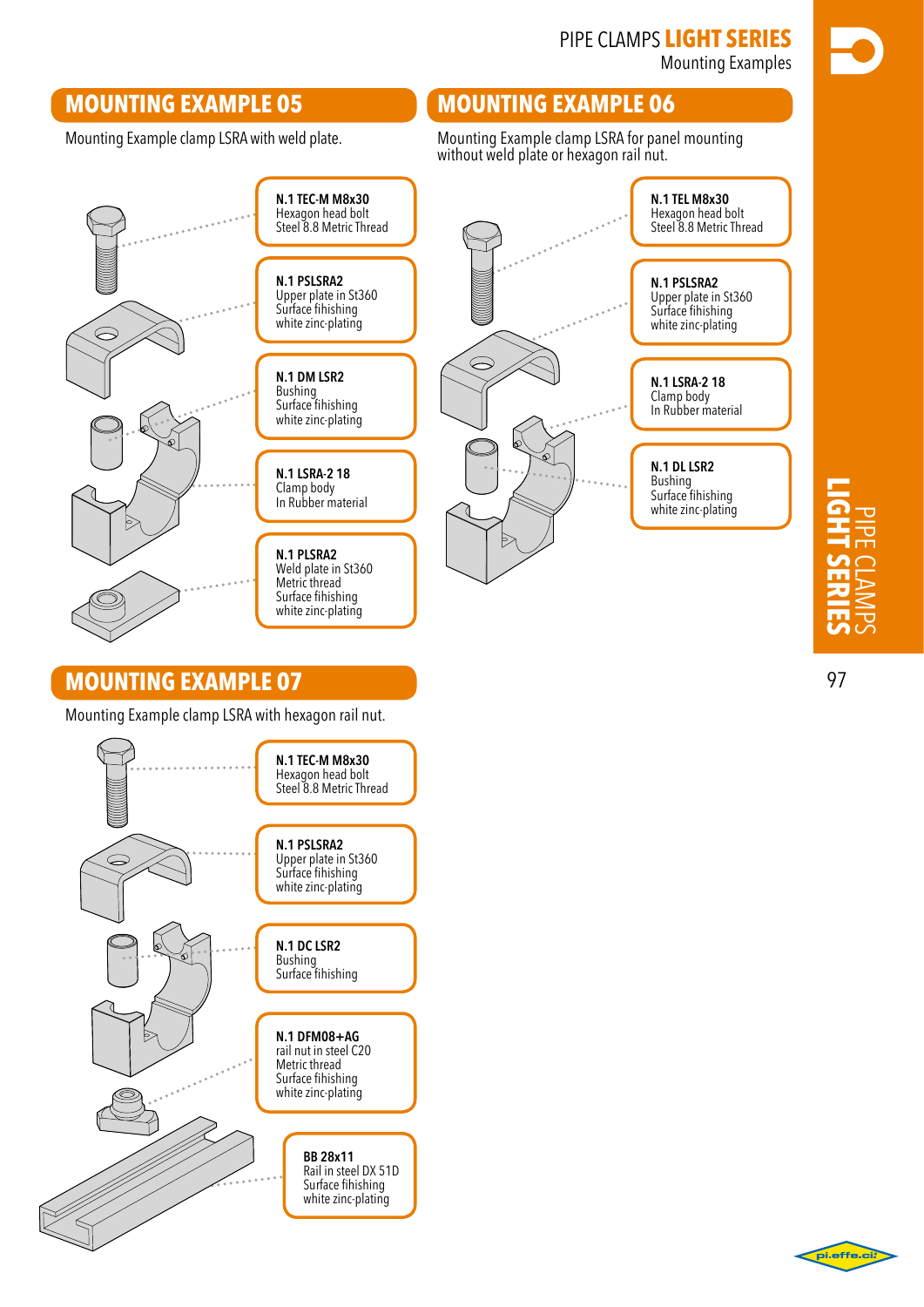## MOUNTING EXAMPLE 05

Mounting Example clamp LSRA with weld plate.

**N.1 TEC-M M8x30**
Hexagon head bolt
Steel 8.8 Metric Thread

**N.1 PSLSRA2**
Upper plate in St360
Surface fihishing
white zinc-plating

**N.1 DM LSR2**
Bushing
Surface fihishing
white zinc-plating

**N.1 LSRA-2 18**
Clamp body
In Rubber material

**N.1 PLSRA2**
Weld plate in St360
Metric thread
Surface fihishing
white zinc-plating

## MOUNTING EXAMPLE 06

Mounting Example clamp LSRA for panel mounting without weld plate or hexagon rail nut.

**N.1 TEL M8x30**
Hexagon head bolt
Steel 8.8 Metric Thread

**N.1 PSLSRA2**
Upper plate in St360
Surface fihishing
white zinc-plating

**N.1 LSRA-2 18**
Clamp body
In Rubber material

**N.1 DL LSR2**
Bushing
Surface fihishing
white zinc-plating

## MOUNTING EXAMPLE 07

Mounting Example clamp LSRA with hexagon rail nut.

**N.1 TEC-M M8x30**
Hexagon head bolt
Steel 8.8 Metric Thread

**N.1 PSLSRA2**
Upper plate in St360
Surface fihishing
white zinc-plating

**N.1 DC LSR2**
Bushing
Surface fihishing

**N.1 DFM08+AG**
rail nut in steel C20
Metric thread
Surface fihishing
white zinc-plating

**BB 28x11**
Rail in steel DX 51D
Surface fihishing
white zinc-plating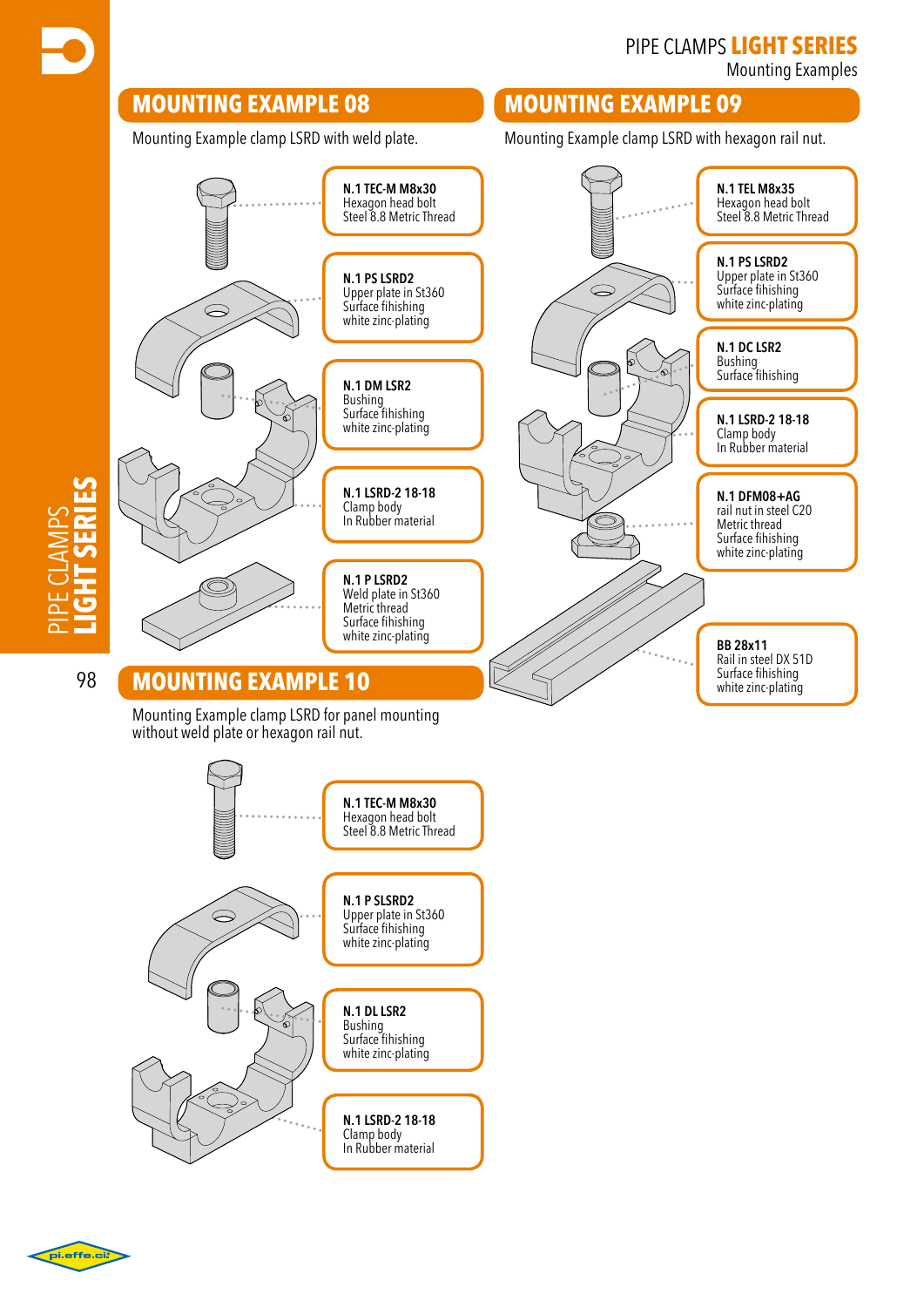# MOUNTING EXAMPLE 08

Mounting Example clamp LSRD with weld plate.

**N.1 TEC-M M8x30**
Hexagon head bolt
Steel 8.8 Metric Thread

**N.1 PS LSRD2**
Upper plate in St360
Surface fihishing
white zinc-plating

**N.1 DM LSR2**
Bushing
Surface fihishing
white zinc-plating

**N.1 LSRD-2 18-18**
Clamp body
In Rubber material

**N.1 P LSRD2**
Weld plate in St360
Metric thread
Surface fihishing
white zinc-plating

# MOUNTING EXAMPLE 09

Mounting Example clamp LSRD with hexagon rail nut.

**N.1 TEL M8x35**
Hexagon head bolt
Steel 8.8 Metric Thread

**N.1 PS LSRD2**
Upper plate in St360
Surface fihishing
white zinc-plating

**N.1 DC LSR2**
Bushing
Surface fihishing

**N.1 LSRD-2 18-18**
Clamp body
In Rubber material

**N.1 DFM08+AG**
rail nut in steel C20
Metric thread
Surface fihishing
white zinc-plating

**BB 28x11**
Rail in steel DX 51D
Surface fihishing
white zinc-plating

# MOUNTING EXAMPLE 10

Mounting Example clamp LSRD for panel mounting without weld plate or hexagon rail nut.

**N.1 TEC-M M8x30**
Hexagon head bolt
Steel 8.8 Metric Thread

**N.1 P SLSRD2**
Upper plate in St360
Surface fihishing
white zinc-plating

**N.1 DL LSR2**
Bushing
Surface fihishing
white zinc-plating

**N.1 LSRD-2 18-18**
Clamp body
In Rubber material